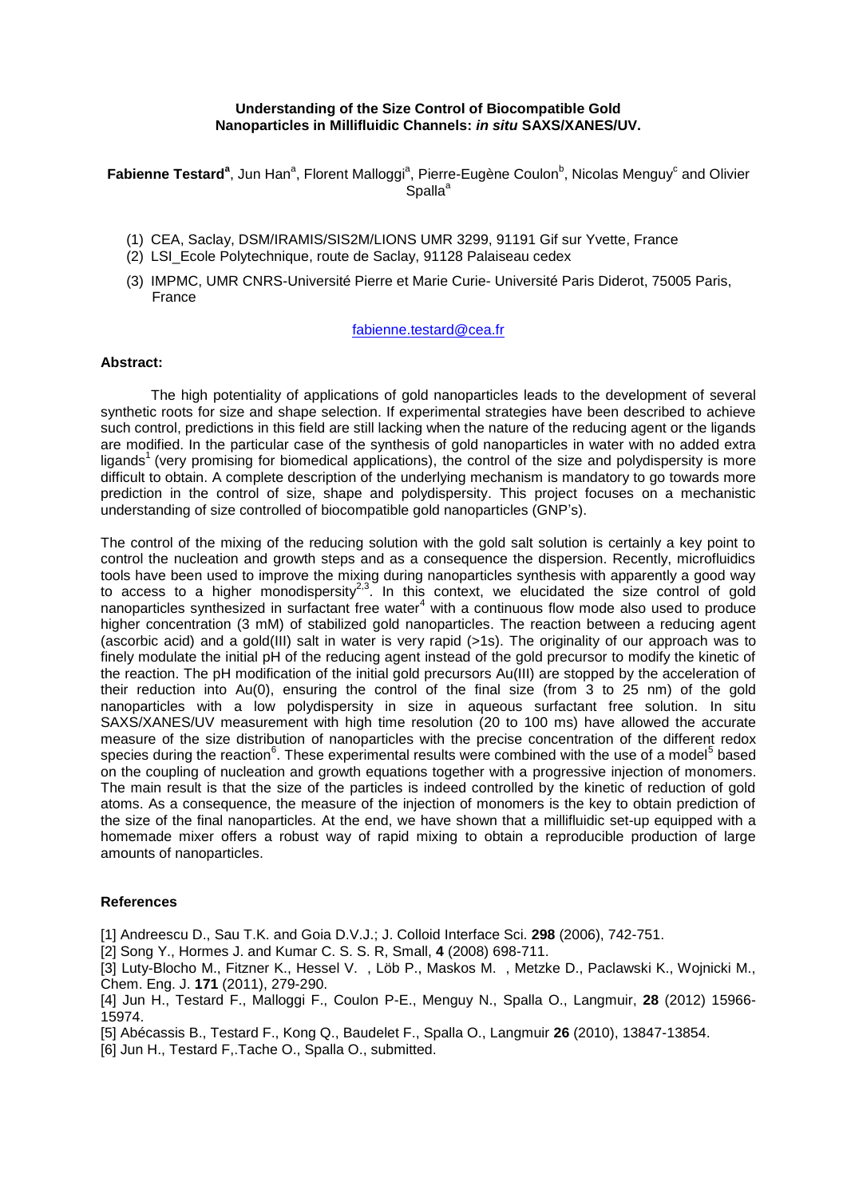# Understanding of the Size Control of Biocompatible Gold Nanoparticles in Millifluidic Channels: *in situ* SAXS/XANES/UV.

**Fabienne Testard**[a], Jun Han[a], Florent Malloggi[a], Pierre-Eugène Coulon[b], Nicolas Menguy[c] and Olivier Spalla[a]

(1) CEA, Saclay, DSM/IRAMIS/SIS2M/LIONS UMR 3299, 91191 Gif sur Yvette, France
(2) LSI_Ecole Polytechnique, route de Saclay, 91128 Palaiseau cedex
(3) IMPMC, UMR CNRS-Université Pierre et Marie Curie- Université Paris Diderot, 75005 Paris, France

fabienne.testard@cea.fr

**Abstract:**

The high potentiality of applications of gold nanoparticles leads to the development of several synthetic roots for size and shape selection. If experimental strategies have been described to achieve such control, predictions in this field are still lacking when the nature of the reducing agent or the ligands are modified. In the particular case of the synthesis of gold nanoparticles in water with no added extra ligands[1] (very promising for biomedical applications), the control of the size and polydispersity is more difficult to obtain. A complete description of the underlying mechanism is mandatory to go towards more prediction in the control of size, shape and polydispersity. This project focuses on a mechanistic understanding of size controlled of biocompatible gold nanoparticles (GNP's).

The control of the mixing of the reducing solution with the gold salt solution is certainly a key point to control the nucleation and growth steps and as a consequence the dispersion. Recently, microfluidics tools have been used to improve the mixing during nanoparticles synthesis with apparently a good way to access to a higher monodispersity[2,3]. In this context, we elucidated the size control of gold nanoparticles synthesized in surfactant free water[4] with a continuous flow mode also used to produce higher concentration (3 mM) of stabilized gold nanoparticles. The reaction between a reducing agent (ascorbic acid) and a gold(III) salt in water is very rapid (>1s). The originality of our approach was to finely modulate the initial pH of the reducing agent instead of the gold precursor to modify the kinetic of the reaction. The pH modification of the initial gold precursors Au(III) are stopped by the acceleration of their reduction into Au(0), ensuring the control of the final size (from 3 to 25 nm) of the gold nanoparticles with a low polydispersity in size in aqueous surfactant free solution. In situ SAXS/XANES/UV measurement with high time resolution (20 to 100 ms) have allowed the accurate measure of the size distribution of nanoparticles with the precise concentration of the different redox species during the reaction[6]. These experimental results were combined with the use of a model[5] based on the coupling of nucleation and growth equations together with a progressive injection of monomers. The main result is that the size of the particles is indeed controlled by the kinetic of reduction of gold atoms. As a consequence, the measure of the injection of monomers is the key to obtain prediction of the size of the final nanoparticles. At the end, we have shown that a millifluidic set-up equipped with a homemade mixer offers a robust way of rapid mixing to obtain a reproducible production of large amounts of nanoparticles.

**References**

[1] Andreescu D., Sau T.K. and Goia D.V.J.; J. Colloid Interface Sci. **298** (2006), 742-751.
[2] Song Y., Hormes J. and Kumar C. S. S. R, Small, **4** (2008) 698-711.
[3] Luty-Blocho M., Fitzner K., Hessel V. , Löb P., Maskos M. , Metzke D., Paclawski K., Wojnicki M., Chem. Eng. J. **171** (2011), 279-290.
[4] Jun H., Testard F., Malloggi F., Coulon P-E., Menguy N., Spalla O., Langmuir, **28** (2012) 15966-15974.
[5] Abécassis B., Testard F., Kong Q., Baudelet F., Spalla O., Langmuir **26** (2010), 13847-13854.
[6] Jun H., Testard F,.Tache O., Spalla O., submitted.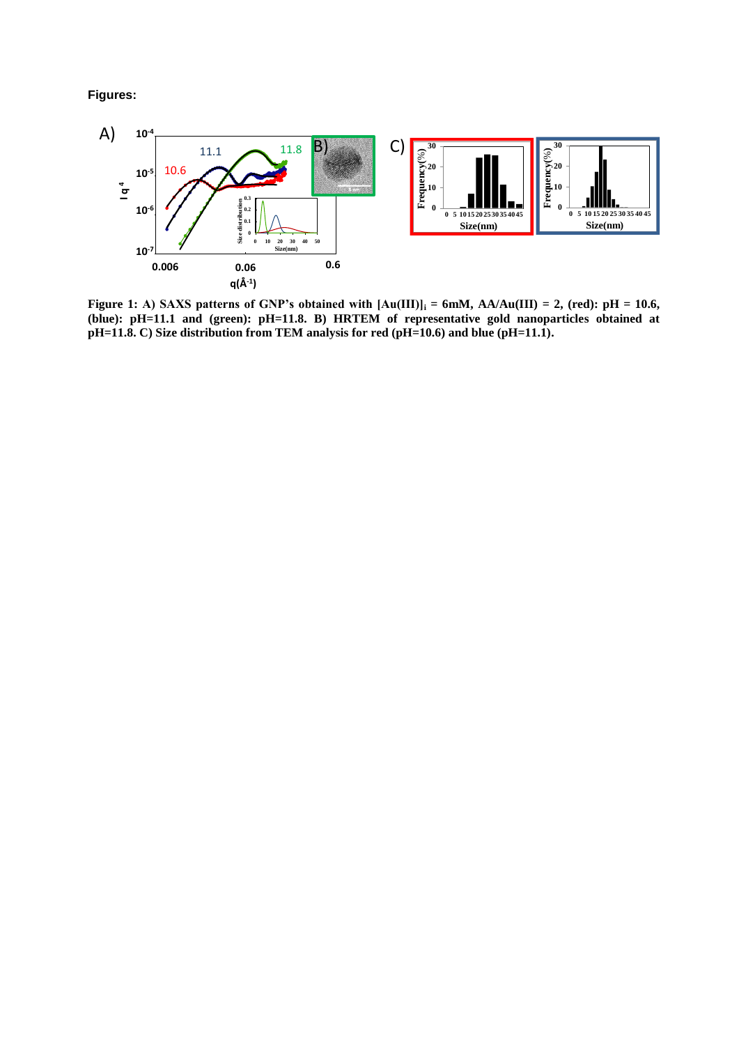**Figures:**

A)

$10^{-4}$

$10^{-5}$

$10^{-6}$

$10^{-7}$

$I\ q^4$

0.006

0.06

0.6

$q(Å^{-1})$

10.6

11.1

11.8

Size distribution

0.3

0.2

0.1

0

0 10 20 30 40 50

Size(nm)

B)

5 nm

C)

Frequency(%)

30

20

10

0

0 5 10 15 20 25 30 35 40 45

Size(nm)

Frequency(%)

30

20

10

0

0 5 10 15 20 25 30 35 40 45

Size(nm)

**Figure 1: A) SAXS patterns of GNP's obtained with $[Au(III)]_i$ = 6mM, AA/Au(III) = 2, (red): pH = 10.6, (blue): pH=11.1 and (green): pH=11.8. B) HRTEM of representative gold nanoparticles obtained at pH=11.8. C) Size distribution from TEM analysis for red (pH=10.6) and blue (pH=11.1).**